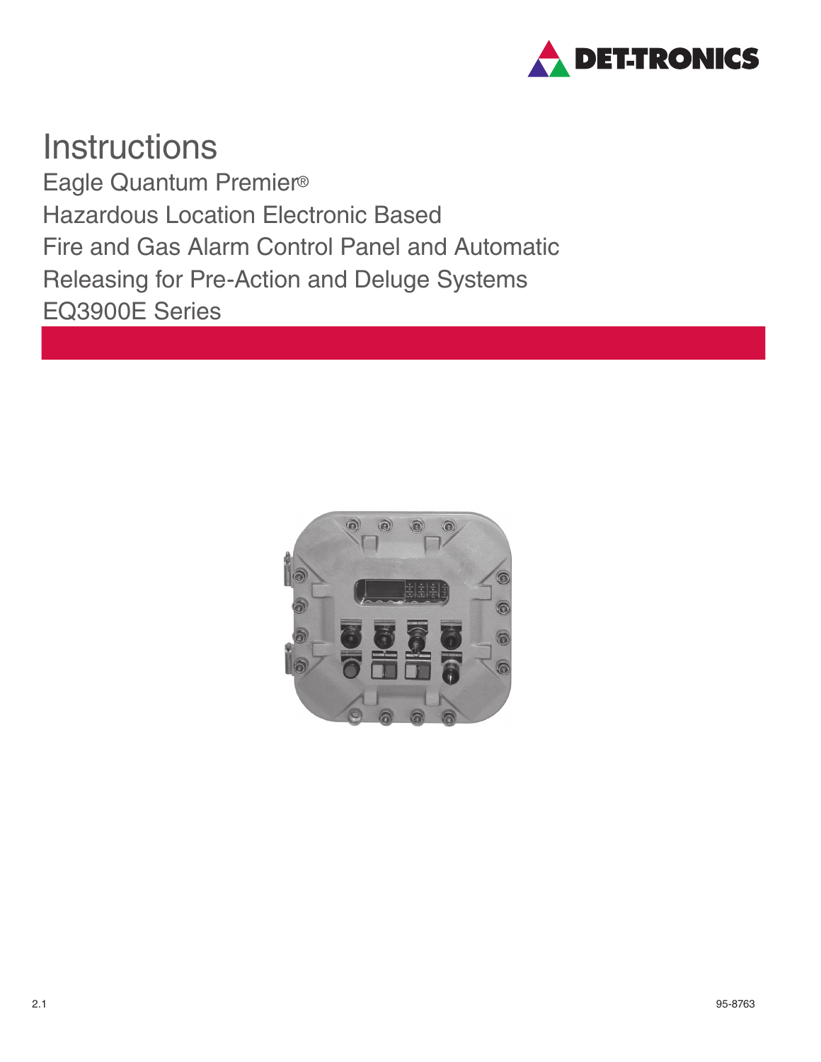DET-TRONICS

# Instructions

## Eagle Quantum Premier®
## Hazardous Location Electronic Based
## Fire and Gas Alarm Control Panel and Automatic
## Releasing for Pre-Action and Deluge Systems
## EQ3900E Series

2.1

95-8763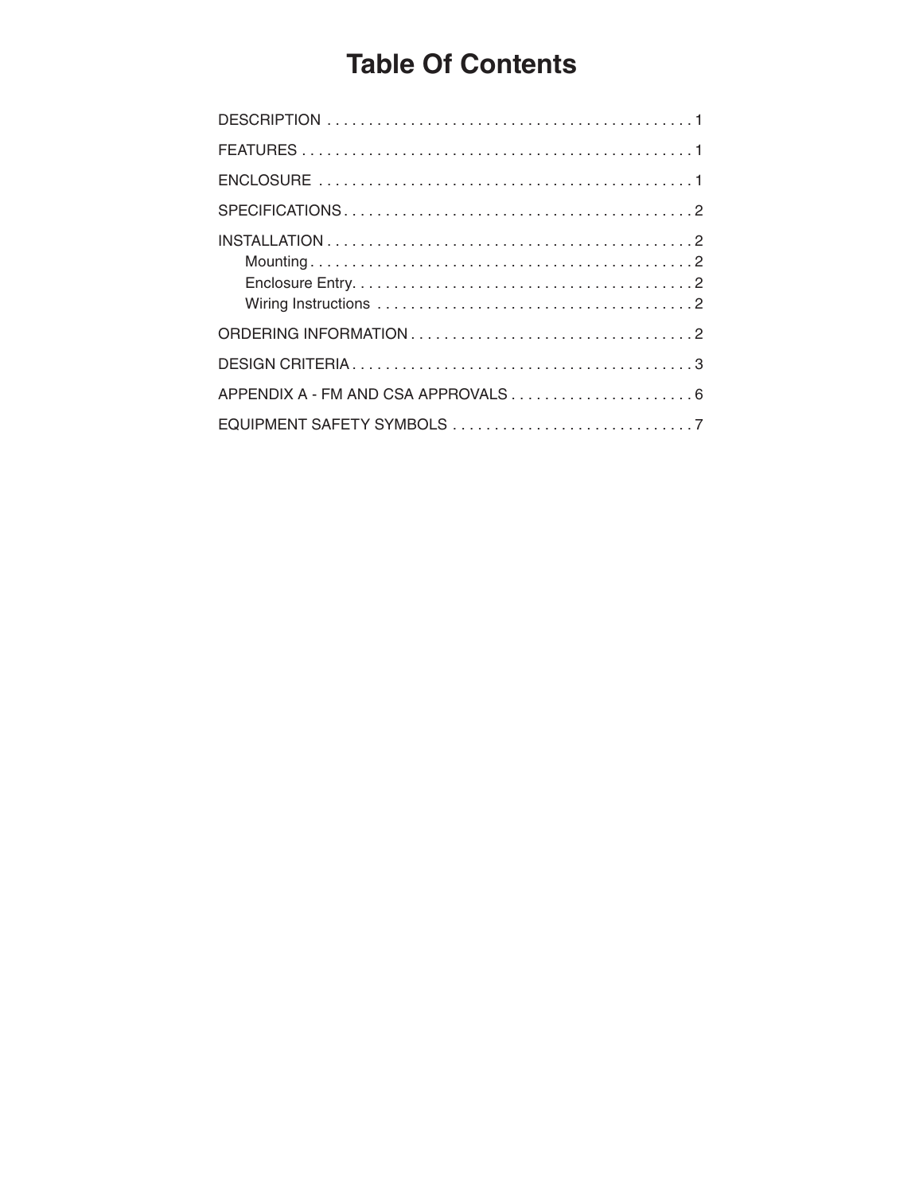# Table Of Contents

DESCRIPTION . . . . . . . . . . . . . . . . . . . . . . . . . . . . . . . . . . . . . . . . . . . . 1

FEATURES . . . . . . . . . . . . . . . . . . . . . . . . . . . . . . . . . . . . . . . . . . . . . . 1

ENCLOSURE . . . . . . . . . . . . . . . . . . . . . . . . . . . . . . . . . . . . . . . . . . . . 1

SPECIFICATIONS . . . . . . . . . . . . . . . . . . . . . . . . . . . . . . . . . . . . . . . . . 2

INSTALLATION . . . . . . . . . . . . . . . . . . . . . . . . . . . . . . . . . . . . . . . . . . . 2
- Mounting . . . . . . . . . . . . . . . . . . . . . . . . . . . . . . . . . . . . . . . . . . . . . 2
- Enclosure Entry. . . . . . . . . . . . . . . . . . . . . . . . . . . . . . . . . . . . . . . . 2
- Wiring Instructions . . . . . . . . . . . . . . . . . . . . . . . . . . . . . . . . . . . . . 2

ORDERING INFORMATION . . . . . . . . . . . . . . . . . . . . . . . . . . . . . . . . . 2

DESIGN CRITERIA . . . . . . . . . . . . . . . . . . . . . . . . . . . . . . . . . . . . . . . . 3

APPENDIX A - FM AND CSA APPROVALS . . . . . . . . . . . . . . . . . . . . . 6

EQUIPMENT SAFETY SYMBOLS . . . . . . . . . . . . . . . . . . . . . . . . . . . . 7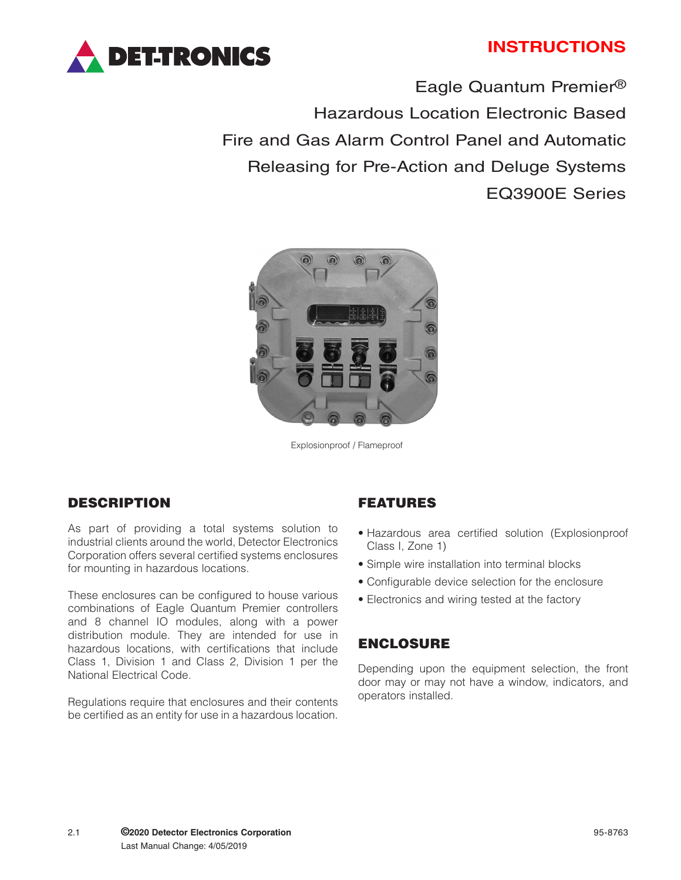**INSTRUCTIONS**

# Eagle Quantum Premier®
# Hazardous Location Electronic Based Fire and Gas Alarm Control Panel and Automatic Releasing for Pre-Action and Deluge Systems
# EQ3900E Series

Explosionproof / Flameproof

## DESCRIPTION

As part of providing a total systems solution to industrial clients around the world, Detector Electronics Corporation offers several certified systems enclosures for mounting in hazardous locations.

These enclosures can be configured to house various combinations of Eagle Quantum Premier controllers and 8 channel IO modules, along with a power distribution module. They are intended for use in hazardous locations, with certifications that include Class 1, Division 1 and Class 2, Division 1 per the National Electrical Code.

Regulations require that enclosures and their contents be certified as an entity for use in a hazardous location.

## FEATURES

- Hazardous area certified solution (Explosionproof Class I, Zone 1)
- Simple wire installation into terminal blocks
- Configurable device selection for the enclosure
- Electronics and wiring tested at the factory

## ENCLOSURE

Depending upon the equipment selection, the front door may or may not have a window, indicators, and operators installed.

2.1 ©2020 Detector Electronics Corporation 95-8763
Last Manual Change: 4/05/2019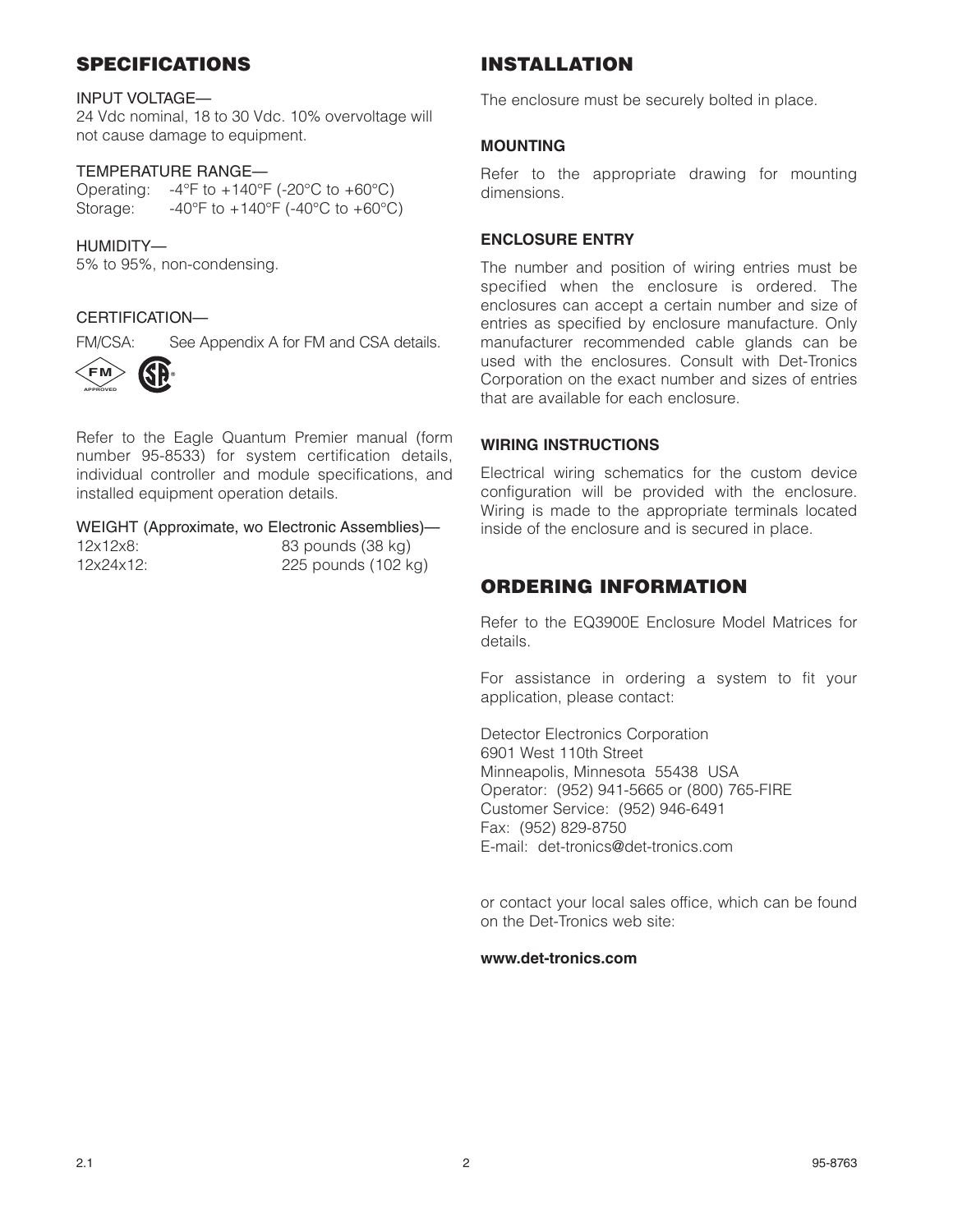## SPECIFICATIONS

INPUT VOLTAGE—
24 Vdc nominal, 18 to 30 Vdc. 10% overvoltage will not cause damage to equipment.

TEMPERATURE RANGE—
Operating: -4°F to +140°F (-20°C to +60°C)
Storage: -40°F to +140°F (-40°C to +60°C)

HUMIDITY—
5% to 95%, non-condensing.

CERTIFICATION—
FM/CSA: See Appendix A for FM and CSA details.

Refer to the Eagle Quantum Premier manual (form number 95-8533) for system certification details, individual controller and module specifications, and installed equipment operation details.

WEIGHT (Approximate, wo Electronic Assemblies)—

| | |
|---|---|
| 12x12x8: | 83 pounds (38 kg) |
| 12x24x12: | 225 pounds (102 kg) |

## INSTALLATION

The enclosure must be securely bolted in place.

### MOUNTING

Refer to the appropriate drawing for mounting dimensions.

### ENCLOSURE ENTRY

The number and position of wiring entries must be specified when the enclosure is ordered. The enclosures can accept a certain number and size of entries as specified by enclosure manufacture. Only manufacturer recommended cable glands can be used with the enclosures. Consult with Det-Tronics Corporation on the exact number and sizes of entries that are available for each enclosure.

### WIRING INSTRUCTIONS

Electrical wiring schematics for the custom device configuration will be provided with the enclosure. Wiring is made to the appropriate terminals located inside of the enclosure and is secured in place.

## ORDERING INFORMATION

Refer to the EQ3900E Enclosure Model Matrices for details.

For assistance in ordering a system to fit your application, please contact:

Detector Electronics Corporation
6901 West 110th Street
Minneapolis, Minnesota 55438 USA
Operator: (952) 941-5665 or (800) 765-FIRE
Customer Service: (952) 946-6491
Fax: (952) 829-8750
E-mail: det-tronics@det-tronics.com

or contact your local sales office, which can be found on the Det-Tronics web site:

**www.det-tronics.com**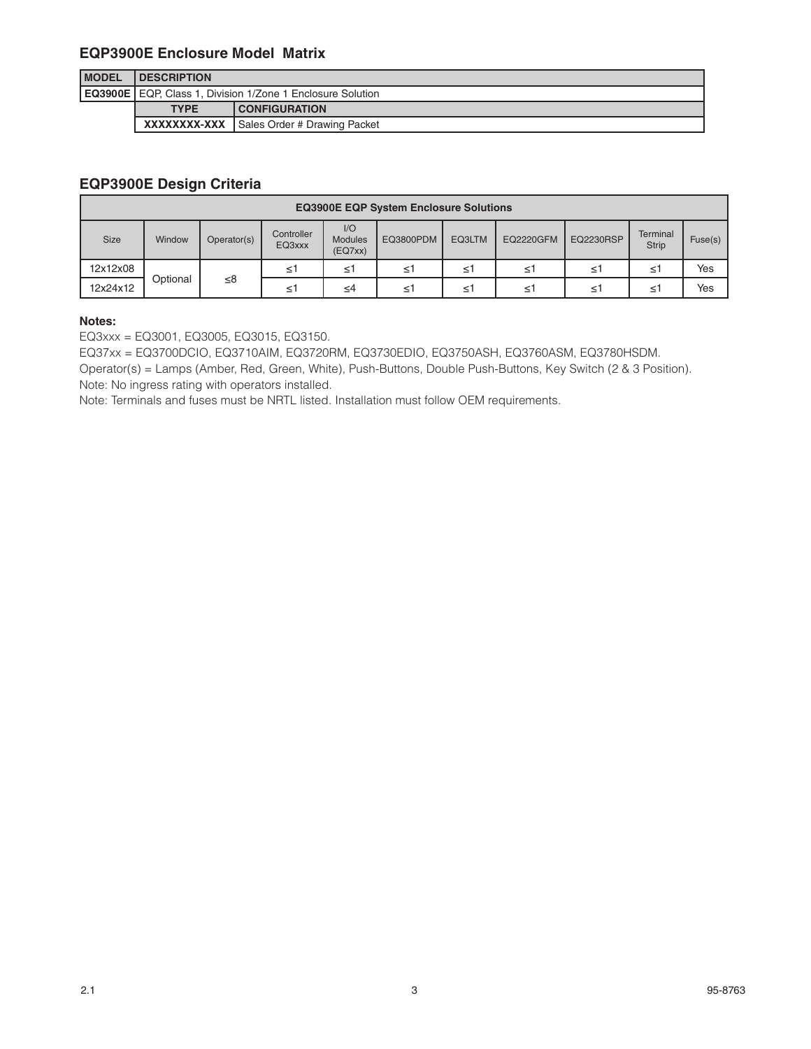## EQP3900E Enclosure Model Matrix

| MODEL | DESCRIPTION | |
|---|---|---|
| **EQ3900E** | EQP, Class 1, Division 1/Zone 1 Enclosure Solution | |
| | **TYPE** | **CONFIGURATION** |
| | **XXXXXXXX-XXX** | Sales Order # Drawing Packet |

## EQP3900E Design Criteria

| **EQ3900E EQP System Enclosure Solutions** | | | | | | | | | | |
|---|---|---|---|---|---|---|---|---|---|---|
| Size | Window | Operator(s) | Controller EQ3xxx | I/O Modules (EQ7xx) | EQ3800PDM | EQ3LTM | EQ2220GFM | EQ2230RSP | Terminal Strip | Fuse(s) |
| 12x12x08 | Optional | ≤8 | ≤1 | ≤1 | ≤1 | ≤1 | ≤1 | ≤1 | ≤1 | Yes |
| 12x24x12 | | | ≤1 | ≤4 | ≤1 | ≤1 | ≤1 | ≤1 | ≤1 | Yes |

**Notes:**

EQ3xxx = EQ3001, EQ3005, EQ3015, EQ3150.

EQ37xx = EQ3700DCIO, EQ3710AIM, EQ3720RM, EQ3730EDIO, EQ3750ASH, EQ3760ASM, EQ3780HSDM.

Operator(s) = Lamps (Amber, Red, Green, White), Push-Buttons, Double Push-Buttons, Key Switch (2 & 3 Position).

Note: No ingress rating with operators installed.

Note: Terminals and fuses must be NRTL listed. Installation must follow OEM requirements.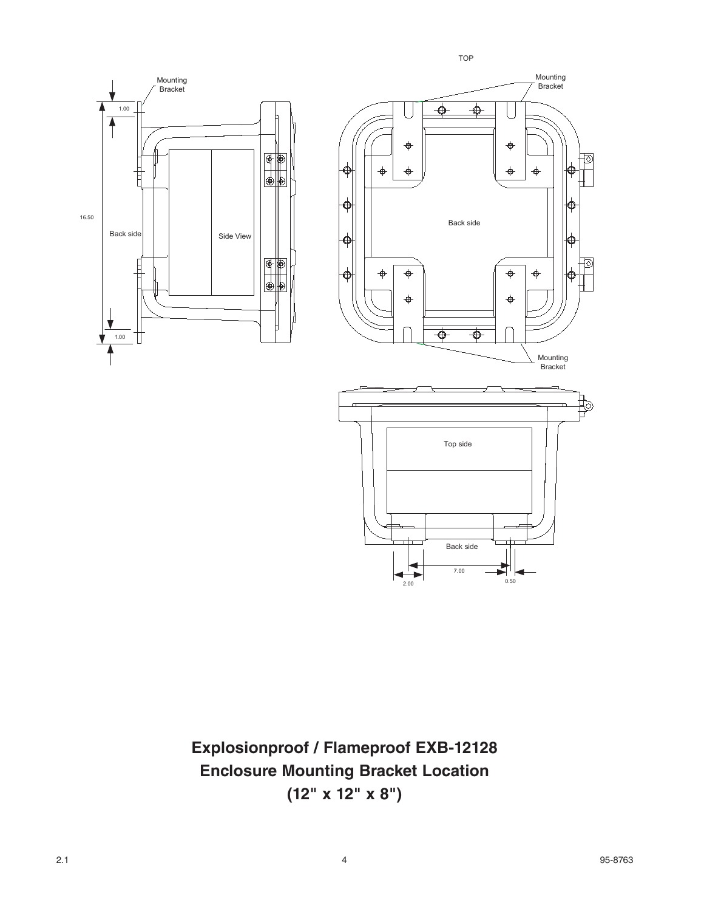TOP

Mounting Bracket

1.00

16.50

Back side

Side View

1.00

Mounting Bracket

Back side

Mounting Bracket

Top side

Back side

7.00

2.00

0.50

## Explosionproof / Flameproof EXB-12128 Enclosure Mounting Bracket Location (12" x 12" x 8")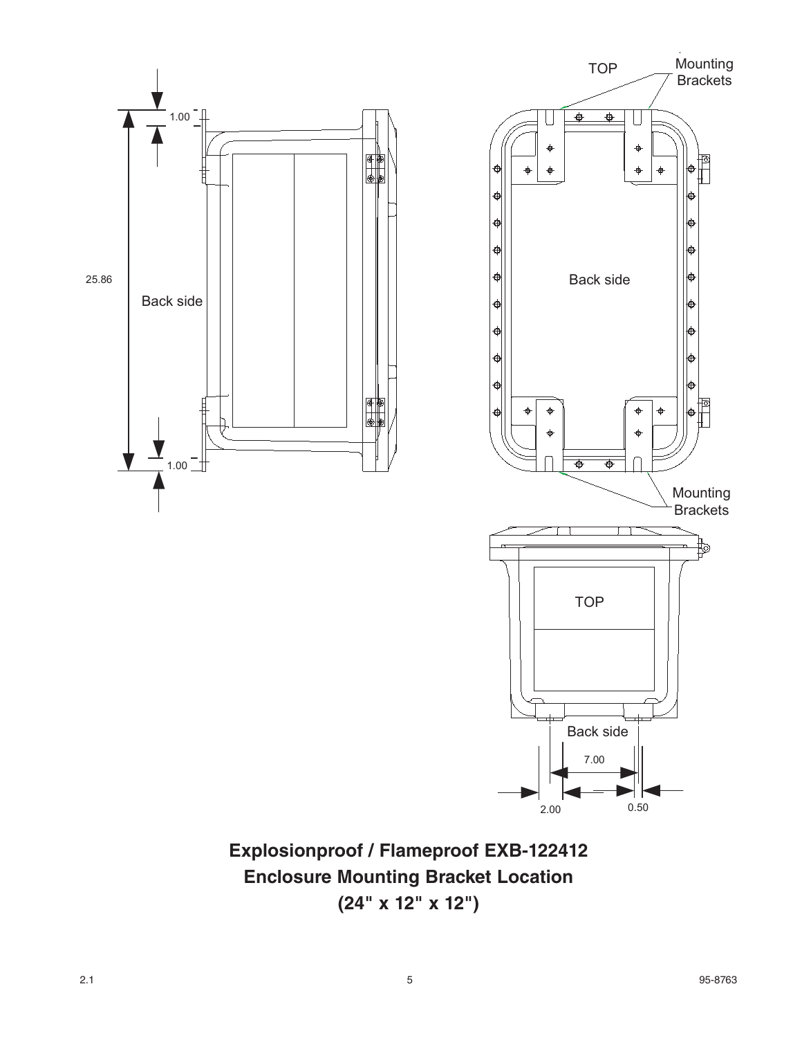TOP

Mounting Brackets

25.86

1.00

1.00

Back side

Back side

Mounting Brackets

TOP

Back side

7.00

2.00

0.50

**Explosionproof / Flameproof EXB-122412**
**Enclosure Mounting Bracket Location**
**(24" x 12" x 12")**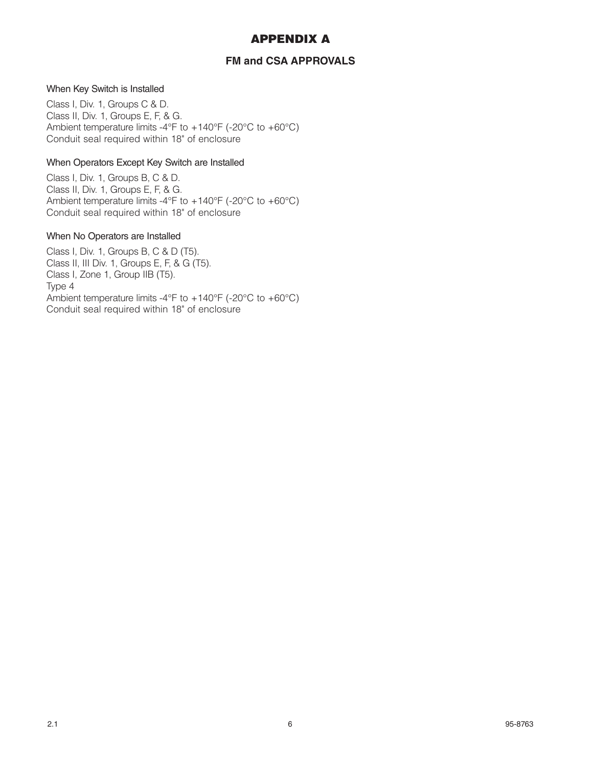# APPENDIX A

## FM and CSA APPROVALS

### When Key Switch is Installed

Class I, Div. 1, Groups C & D.
Class II, Div. 1, Groups E, F, & G.
Ambient temperature limits -4°F to +140°F (-20°C to +60°C)
Conduit seal required within 18" of enclosure

### When Operators Except Key Switch are Installed

Class I, Div. 1, Groups B, C & D.
Class II, Div. 1, Groups E, F, & G.
Ambient temperature limits -4°F to +140°F (-20°C to +60°C)
Conduit seal required within 18" of enclosure

### When No Operators are Installed

Class I, Div. 1, Groups B, C & D (T5).
Class II, III Div. 1, Groups E, F, & G (T5).
Class I, Zone 1, Group IIB (T5).
Type 4
Ambient temperature limits -4°F to +140°F (-20°C to +60°C)
Conduit seal required within 18" of enclosure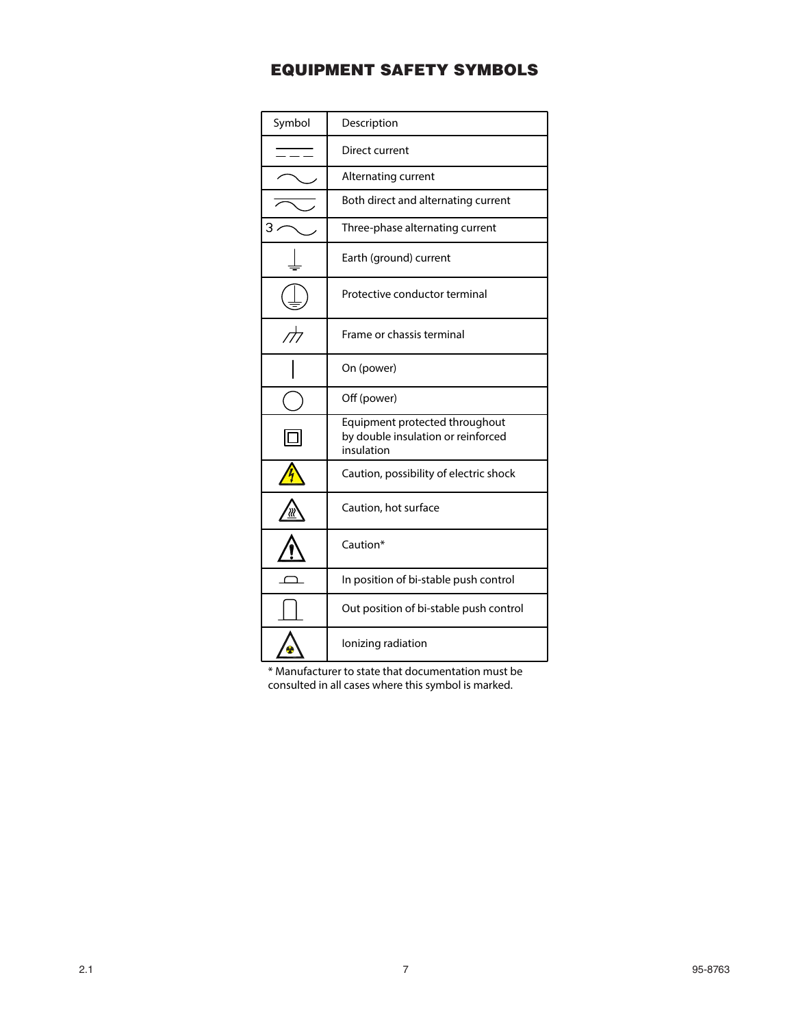# EQUIPMENT SAFETY SYMBOLS

| Symbol | Description |
|---|---|
| ⎓ | Direct current |
| ∼ | Alternating current |
| ⏦ | Both direct and alternating current |
| 3 ∼ | Three-phase alternating current |
| ⏚ | Earth (ground) current |
| ⊕ | Protective conductor terminal |
| ⊥ | Frame or chassis terminal |
| \| | On (power) |
| ○ | Off (power) |
| ⧈ | Equipment protected throughout by double insulation or reinforced insulation |
| ⚠ | Caution, possibility of electric shock |
| ⚠ | Caution, hot surface |
| ⚠ | Caution* |
| ⊓ | In position of bi-stable push control |
| ⊓ | Out position of bi-stable push control |
| ⚠ | Ionizing radiation |

* Manufacturer to state that documentation must be consulted in all cases where this symbol is marked.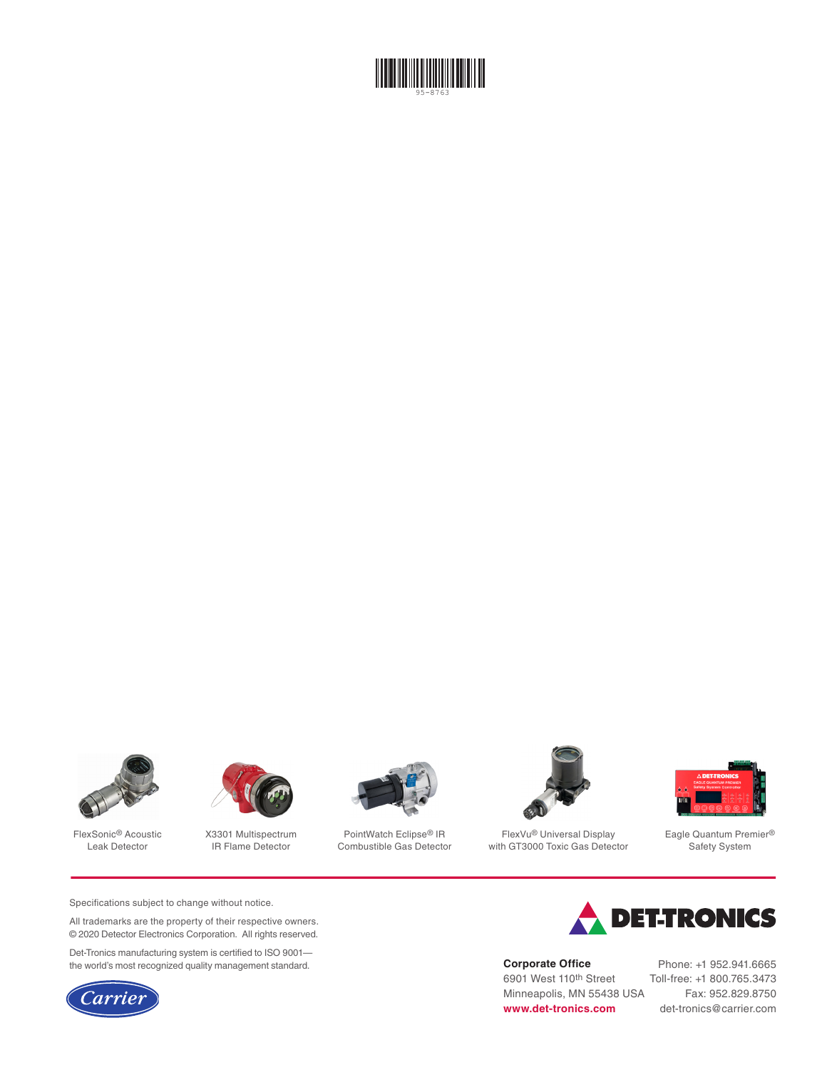95-8763

FlexSonic® Acoustic Leak Detector

X3301 Multispectrum IR Flame Detector

PointWatch Eclipse® IR Combustible Gas Detector

FlexVu® Universal Display with GT3000 Toxic Gas Detector

Eagle Quantum Premier® Safety System

Specifications subject to change without notice.

All trademarks are the property of their respective owners.
© 2020 Detector Electronics Corporation. All rights reserved.

Det-Tronics manufacturing system is certified to ISO 9001—the world's most recognized quality management standard.

**Corporate Office**
6901 West 110th Street
Minneapolis, MN 55438 USA
**www.det-tronics.com**

Phone: +1 952.941.6665
Toll-free: +1 800.765.3473
Fax: 952.829.8750
det-tronics@carrier.com